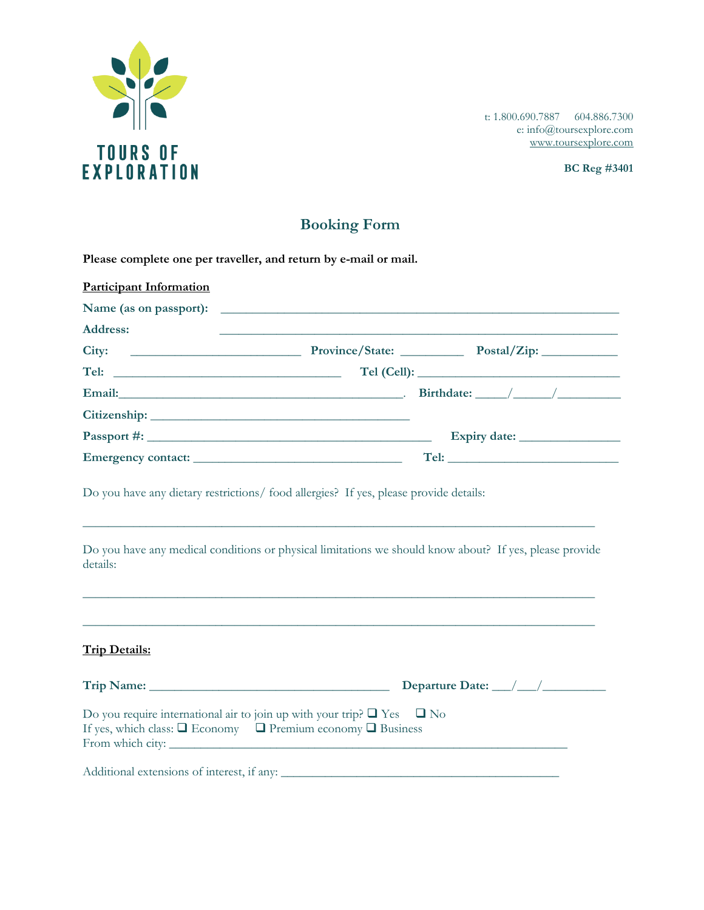TOURS OF EXPLORATION

t: 1.800.690.7887 604.886.7300
e: info@toursexplore.com
www.toursexplore.com

**BC Reg #3401**

# Booking Form

**Please complete one per traveller, and return by e-mail or mail.**

**Participant Information**

**Name (as on passport):** ____________________________________________

**Address:** ____________________________________________

**City:** __________________ **Province/State:** _________ **Postal/Zip:** __________

**Tel:** ________________________ **Tel (Cell):** ______________________

**Email:**______________________________. **Birthdate:** ____/_____/________

**Citizenship:** ____________________________

**Passport #:** ______________________________ **Expiry date:** ____________

**Emergency contact:** ______________________ **Tel:** __________________

Do you have any dietary restrictions/ food allergies? If yes, please provide details:

________________________________________________________________

Do you have any medical conditions or physical limitations we should know about? If yes, please provide details:

________________________________________________________________

________________________________________________________________

**Trip Details:**

**Trip Name:** _________________________ **Departure Date:** ___/___/________

Do you require international air to join up with your trip? ❑ Yes ❑ No
If yes, which class: ❑ Economy ❑ Premium economy ❑ Business
From which city: ____________________________________________

Additional extensions of interest, if any: ______________________________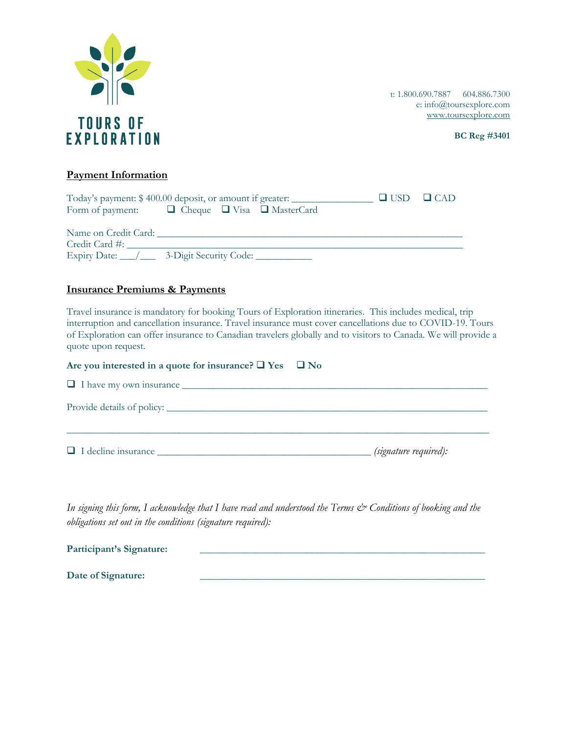TOURS OF EXPLORATION

t: 1.800.690.7887 604.886.7300
e: info@toursexplore.com
www.toursexplore.com

**BC Reg #3401**

## Payment Information

Today's payment: $ 400.00 deposit, or amount if greater: _______________ ☐ USD ☐ CAD
Form of payment: ☐ Cheque ☐ Visa ☐ MasterCard

Name on Credit Card: ___________________________________________________________
Credit Card #: ________________________________________________________________
Expiry Date: ___/___ 3-Digit Security Code: ___________

## Insurance Premiums & Payments

Travel insurance is mandatory for booking Tours of Exploration itineraries. This includes medical, trip interruption and cancellation insurance. Travel insurance must cover cancellations due to COVID-19. Tours of Exploration can offer insurance to Canadian travelers globally and to visitors to Canada. We will provide a quote upon request.

**Are you interested in a quote for insurance? ☐ Yes ☐ No**

☐ I have my own insurance ___________________________________________________________

Provide details of policy: _____________________________________________________________

_______________________________________________________________________________

☐ I decline insurance ________________________________________ *(signature required):*

*In signing this form, I acknowledge that I have read and understood the Terms & Conditions of booking and the obligations set out in the conditions (signature required):*

**Participant's Signature:** ____________________________________________________

**Date of Signature:** ____________________________________________________